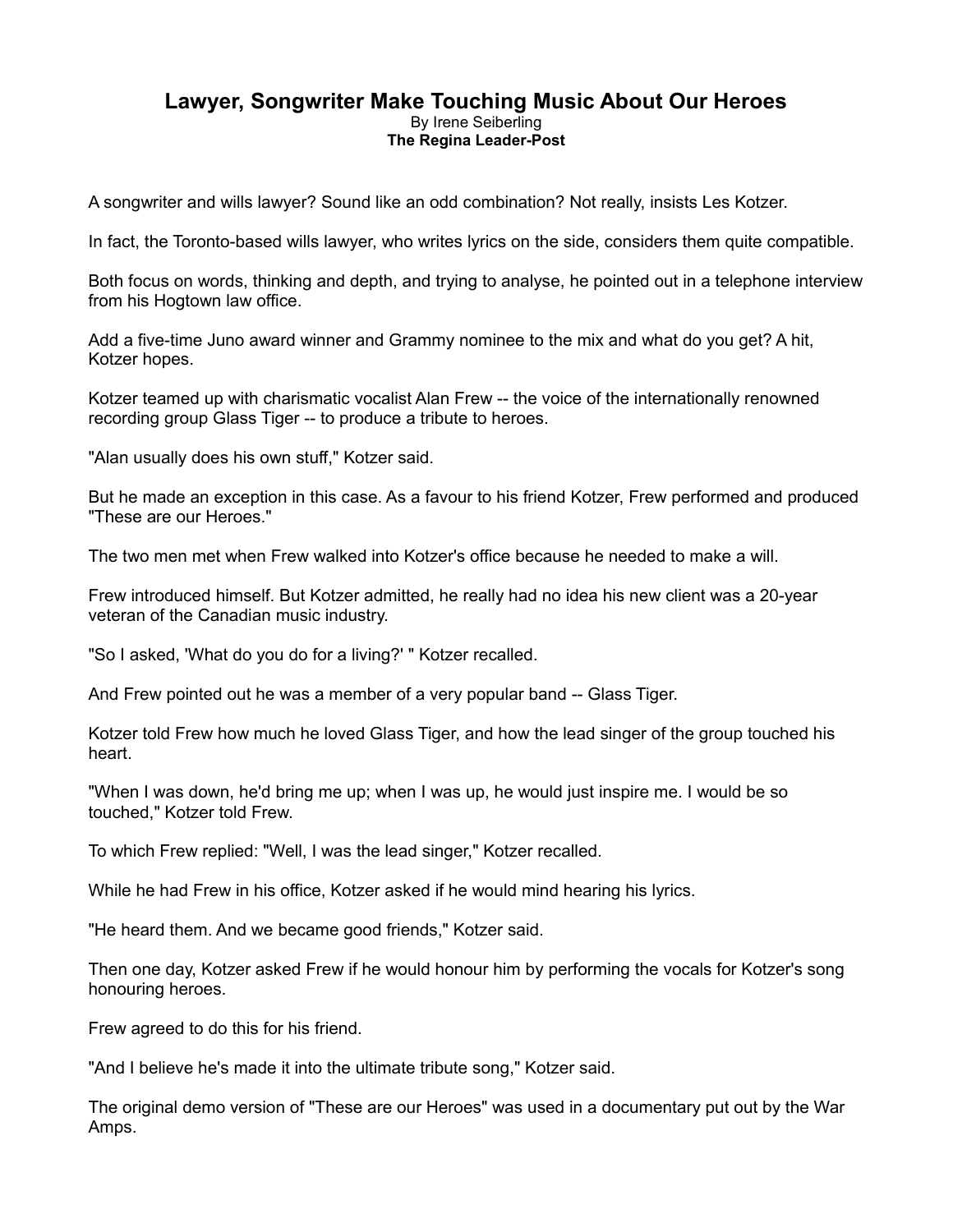# Lawyer, Songwriter Make Touching Music About Our Heroes

By Irene Seiberling

**The Regina Leader-Post**

A songwriter and wills lawyer? Sound like an odd combination? Not really, insists Les Kotzer.

In fact, the Toronto-based wills lawyer, who writes lyrics on the side, considers them quite compatible.

Both focus on words, thinking and depth, and trying to analyse, he pointed out in a telephone interview from his Hogtown law office.

Add a five-time Juno award winner and Grammy nominee to the mix and what do you get? A hit, Kotzer hopes.

Kotzer teamed up with charismatic vocalist Alan Frew -- the voice of the internationally renowned recording group Glass Tiger -- to produce a tribute to heroes.

"Alan usually does his own stuff," Kotzer said.

But he made an exception in this case. As a favour to his friend Kotzer, Frew performed and produced "These are our Heroes."

The two men met when Frew walked into Kotzer's office because he needed to make a will.

Frew introduced himself. But Kotzer admitted, he really had no idea his new client was a 20-year veteran of the Canadian music industry.

"So I asked, 'What do you do for a living?' " Kotzer recalled.

And Frew pointed out he was a member of a very popular band -- Glass Tiger.

Kotzer told Frew how much he loved Glass Tiger, and how the lead singer of the group touched his heart.

"When I was down, he'd bring me up; when I was up, he would just inspire me. I would be so touched," Kotzer told Frew.

To which Frew replied: "Well, I was the lead singer," Kotzer recalled.

While he had Frew in his office, Kotzer asked if he would mind hearing his lyrics.

"He heard them. And we became good friends," Kotzer said.

Then one day, Kotzer asked Frew if he would honour him by performing the vocals for Kotzer's song honouring heroes.

Frew agreed to do this for his friend.

"And I believe he's made it into the ultimate tribute song," Kotzer said.

The original demo version of "These are our Heroes" was used in a documentary put out by the War Amps.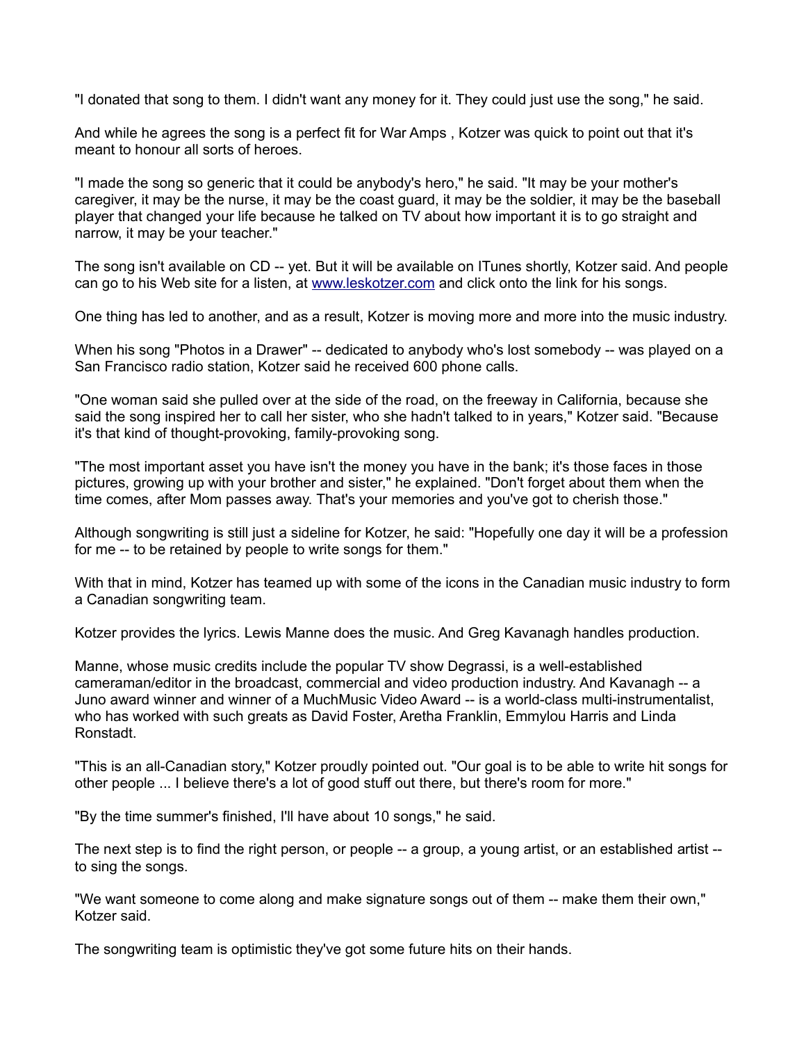"I donated that song to them. I didn't want any money for it. They could just use the song," he said.

And while he agrees the song is a perfect fit for War Amps , Kotzer was quick to point out that it's meant to honour all sorts of heroes.

"I made the song so generic that it could be anybody's hero," he said. "It may be your mother's caregiver, it may be the nurse, it may be the coast guard, it may be the soldier, it may be the baseball player that changed your life because he talked on TV about how important it is to go straight and narrow, it may be your teacher."

The song isn't available on CD -- yet. But it will be available on ITunes shortly, Kotzer said. And people can go to his Web site for a listen, at [www.leskotzer.com](http://www.leskotzer.com) and click onto the link for his songs.

One thing has led to another, and as a result, Kotzer is moving more and more into the music industry.

When his song "Photos in a Drawer" -- dedicated to anybody who's lost somebody -- was played on a San Francisco radio station, Kotzer said he received 600 phone calls.

"One woman said she pulled over at the side of the road, on the freeway in California, because she said the song inspired her to call her sister, who she hadn't talked to in years," Kotzer said. "Because it's that kind of thought-provoking, family-provoking song.

"The most important asset you have isn't the money you have in the bank; it's those faces in those pictures, growing up with your brother and sister," he explained. "Don't forget about them when the time comes, after Mom passes away. That's your memories and you've got to cherish those."

Although songwriting is still just a sideline for Kotzer, he said: "Hopefully one day it will be a profession for me -- to be retained by people to write songs for them."

With that in mind, Kotzer has teamed up with some of the icons in the Canadian music industry to form a Canadian songwriting team.

Kotzer provides the lyrics. Lewis Manne does the music. And Greg Kavanagh handles production.

Manne, whose music credits include the popular TV show Degrassi, is a well-established cameraman/editor in the broadcast, commercial and video production industry. And Kavanagh -- a Juno award winner and winner of a MuchMusic Video Award -- is a world-class multi-instrumentalist, who has worked with such greats as David Foster, Aretha Franklin, Emmylou Harris and Linda Ronstadt.

"This is an all-Canadian story," Kotzer proudly pointed out. "Our goal is to be able to write hit songs for other people ... I believe there's a lot of good stuff out there, but there's room for more."

"By the time summer's finished, I'll have about 10 songs," he said.

The next step is to find the right person, or people -- a group, a young artist, or an established artist -- to sing the songs.

"We want someone to come along and make signature songs out of them -- make them their own," Kotzer said.

The songwriting team is optimistic they've got some future hits on their hands.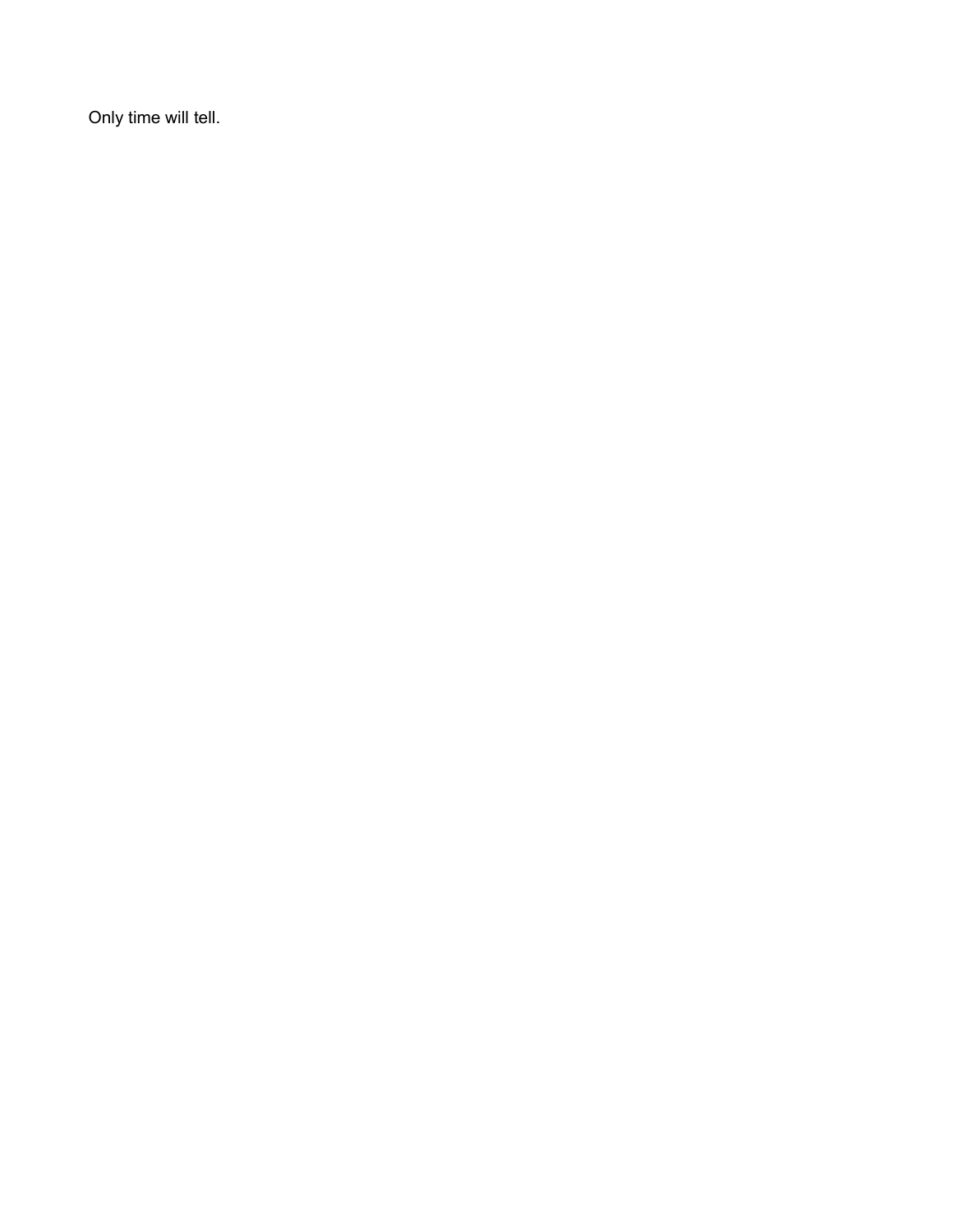Only time will tell.